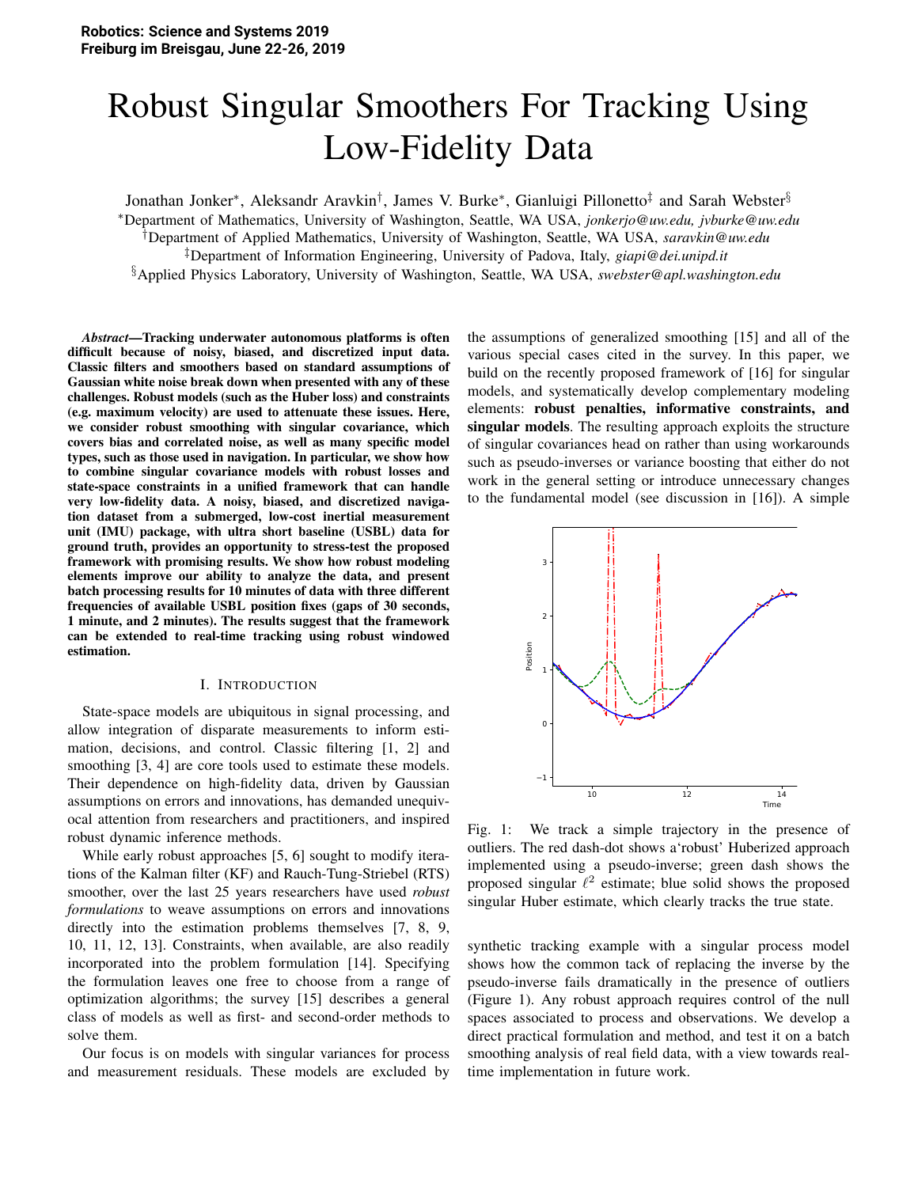Robotics: Science and Systems 2019
Freiburg im Breisgau, June 22-26, 2019

# Robust Singular Smoothers For Tracking Using Low-Fidelity Data

Jonathan Jonker*, Aleksandr Aravkin†, James V. Burke*, Gianluigi Pillonetto‡ and Sarah Webster§

*Department of Mathematics, University of Washington, Seattle, WA USA, *jonkerjo@uw.edu, jvburke@uw.edu*
†Department of Applied Mathematics, University of Washington, Seattle, WA USA, *saravkin@uw.edu*
‡Department of Information Engineering, University of Padova, Italy, *giapi@dei.unipd.it*
§Applied Physics Laboratory, University of Washington, Seattle, WA USA, *swebster@apl.washington.edu*

***Abstract*—Tracking underwater autonomous platforms is often difficult because of noisy, biased, and discretized input data. Classic filters and smoothers based on standard assumptions of Gaussian white noise break down when presented with any of these challenges. Robust models (such as the Huber loss) and constraints (e.g. maximum velocity) are used to attenuate these issues. Here, we consider robust smoothing with singular covariance, which covers bias and correlated noise, as well as many specific model types, such as those used in navigation. In particular, we show how to combine singular covariance models with robust losses and state-space constraints in a unified framework that can handle very low-fidelity data. A noisy, biased, and discretized navigation dataset from a submerged, low-cost inertial measurement unit (IMU) package, with ultra short baseline (USBL) data for ground truth, provides an opportunity to stress-test the proposed framework with promising results. We show how robust modeling elements improve our ability to analyze the data, and present batch processing results for 10 minutes of data with three different frequencies of available USBL position fixes (gaps of 30 seconds, 1 minute, and 2 minutes). The results suggest that the framework can be extended to real-time tracking using robust windowed estimation.**

## I. Introduction

State-space models are ubiquitous in signal processing, and allow integration of disparate measurements to inform estimation, decisions, and control. Classic filtering [1, 2] and smoothing [3, 4] are core tools used to estimate these models. Their dependence on high-fidelity data, driven by Gaussian assumptions on errors and innovations, has demanded unequivocal attention from researchers and practitioners, and inspired robust dynamic inference methods.

While early robust approaches [5, 6] sought to modify iterations of the Kalman filter (KF) and Rauch-Tung-Striebel (RTS) smoother, over the last 25 years researchers have used *robust formulations* to weave assumptions on errors and innovations directly into the estimation problems themselves [7, 8, 9, 10, 11, 12, 13]. Constraints, when available, are also readily incorporated into the problem formulation [14]. Specifying the formulation leaves one free to choose from a range of optimization algorithms; the survey [15] describes a general class of models as well as first- and second-order methods to solve them.

Our focus is on models with singular variances for process and measurement residuals. These models are excluded by the assumptions of generalized smoothing [15] and all of the various special cases cited in the survey. In this paper, we build on the recently proposed framework of [16] for singular models, and systematically develop complementary modeling elements: **robust penalties, informative constraints, and singular models**. The resulting approach exploits the structure of singular covariances head on rather than using workarounds such as pseudo-inverses or variance boosting that either do not work in the general setting or introduce unnecessary changes to the fundamental model (see discussion in [16]). A simple synthetic tracking example with a singular process model shows how the common tack of replacing the inverse by the pseudo-inverse fails dramatically in the presence of outliers (Figure 1). Any robust approach requires control of the null spaces associated to process and observations. We develop a direct practical formulation and method, and test it on a batch smoothing analysis of real field data, with a view towards real-time implementation in future work.

Fig. 1: We track a simple trajectory in the presence of outliers. The red dash-dot shows a'robust' Huberized approach implemented using a pseudo-inverse; green dash shows the proposed singular $\ell^2$ estimate; blue solid shows the proposed singular Huber estimate, which clearly tracks the true state.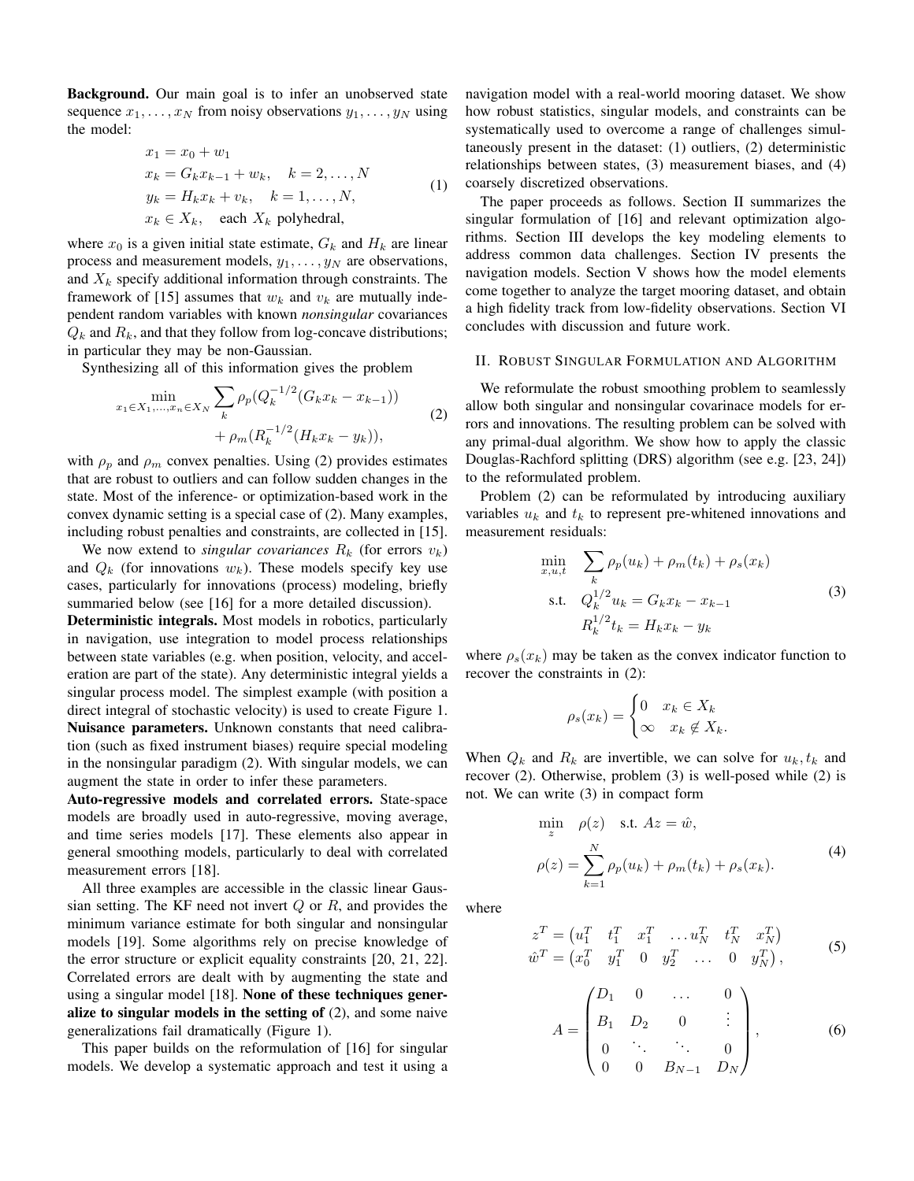**Background.** Our main goal is to infer an unobserved state sequence $x_1, \ldots, x_N$ from noisy observations $y_1, \ldots, y_N$ using the model:

$$
\begin{aligned}
&x_1 = x_0 + w_1 \\
&x_k = G_k x_{k-1} + w_k, \quad k = 2, \ldots, N \\
&y_k = H_k x_k + v_k, \quad k = 1, \ldots, N, \\
&x_k \in X_k, \quad \text{each } X_k \text{ polyhedral,}
\end{aligned} \tag{1}
$$

where $x_0$ is a given initial state estimate, $G_k$ and $H_k$ are linear process and measurement models, $y_1, \ldots, y_N$ are observations, and $X_k$ specify additional information through constraints. The framework of [15] assumes that $w_k$ and $v_k$ are mutually independent random variables with known *nonsingular* covariances $Q_k$ and $R_k$, and that they follow from log-concave distributions; in particular they may be non-Gaussian.

Synthesizing all of this information gives the problem

$$
\begin{aligned}
\min_{x_1 \in X_1, \ldots, x_n \in X_N} \sum_k & \rho_p(Q_k^{-1/2}(G_k x_k - x_{k-1})) \\
&+ \rho_m(R_k^{-1/2}(H_k x_k - y_k)),
\end{aligned} \tag{2}
$$

with $\rho_p$ and $\rho_m$ convex penalties. Using (2) provides estimates that are robust to outliers and can follow sudden changes in the state. Most of the inference- or optimization-based work in the convex dynamic setting is a special case of (2). Many examples, including robust penalties and constraints, are collected in [15].

We now extend to *singular covariances* $R_k$ (for errors $v_k$) and $Q_k$ (for innovations $w_k$). These models specify key use cases, particularly for innovations (process) modeling, briefly summaried below (see [16] for a more detailed discussion).

**Deterministic integrals.** Most models in robotics, particularly in navigation, use integration to model process relationships between state variables (e.g. when position, velocity, and acceleration are part of the state). Any deterministic integral yields a singular process model. The simplest example (with position a direct integral of stochastic velocity) is used to create Figure 1.

**Nuisance parameters.** Unknown constants that need calibration (such as fixed instrument biases) require special modeling in the nonsingular paradigm (2). With singular models, we can augment the state in order to infer these parameters.

**Auto-regressive models and correlated errors.** State-space models are broadly used in auto-regressive, moving average, and time series models [17]. These elements also appear in general smoothing models, particularly to deal with correlated measurement errors [18].

All three examples are accessible in the classic linear Gaussian setting. The KF need not invert $Q$ or $R$, and provides the minimum variance estimate for both singular and nonsingular models [19]. Some algorithms rely on precise knowledge of the error structure or explicit equality constraints [20, 21, 22]. Correlated errors are dealt with by augmenting the state and using a singular model [18]. **None of these techniques generalize to singular models in the setting of** (2), and some naive generalizations fail dramatically (Figure 1).

This paper builds on the reformulation of [16] for singular models. We develop a systematic approach and test it using a navigation model with a real-world mooring dataset. We show how robust statistics, singular models, and constraints can be systematically used to overcome a range of challenges simultaneously present in the dataset: (1) outliers, (2) deterministic relationships between states, (3) measurement biases, and (4) coarsely discretized observations.

The paper proceeds as follows. Section II summarizes the singular formulation of [16] and relevant optimization algorithms. Section III develops the key modeling elements to address common data challenges. Section IV presents the navigation models. Section V shows how the model elements come together to analyze the target mooring dataset, and obtain a high fidelity track from low-fidelity observations. Section VI concludes with discussion and future work.

## II. Robust Singular Formulation and Algorithm

We reformulate the robust smoothing problem to seamlessly allow both singular and nonsingular covarinace models for errors and innovations. The resulting problem can be solved with any primal-dual algorithm. We show how to apply the classic Douglas-Rachford splitting (DRS) algorithm (see e.g. [23, 24]) to the reformulated problem.

Problem (2) can be reformulated by introducing auxiliary variables $u_k$ and $t_k$ to represent pre-whitened innovations and measurement residuals:

$$
\begin{aligned}
\min_{x,u,t} \quad & \sum_k \rho_p(u_k) + \rho_m(t_k) + \rho_s(x_k) \\
\text{s.t.} \quad & Q_k^{1/2} u_k = G_k x_k - x_{k-1} \\
& R_k^{1/2} t_k = H_k x_k - y_k
\end{aligned} \tag{3}
$$

where $\rho_s(x_k)$ may be taken as the convex indicator function to recover the constraints in (2):

$$
\rho_s(x_k) = \begin{cases} 0 & x_k \in X_k \\ \infty & x_k \notin X_k. \end{cases}
$$

When $Q_k$ and $R_k$ are invertible, we can solve for $u_k, t_k$ and recover (2). Otherwise, problem (3) is well-posed while (2) is not. We can write (3) in compact form

$$
\begin{aligned}
&\min_z \quad \rho(z) \quad \text{s.t. } Az = \hat{w}, \\
&\rho(z) = \sum_{k=1}^{N} \rho_p(u_k) + \rho_m(t_k) + \rho_s(x_k).
\end{aligned} \tag{4}
$$

where

$$
\begin{aligned}
z^T &= \begin{pmatrix} u_1^T & t_1^T & x_1^T & \ldots u_N^T & t_N^T & x_N^T \end{pmatrix} \\
\hat{w}^T &= \begin{pmatrix} x_0^T & y_1^T & 0 & y_2^T & \ldots & 0 & y_N^T \end{pmatrix},
\end{aligned} \tag{5}
$$

$$
A = \begin{pmatrix} D_1 & 0 & \ldots & 0 \\ B_1 & D_2 & 0 & \vdots \\ 0 & \ddots & \ddots & 0 \\ 0 & 0 & B_{N-1} & D_N \end{pmatrix}, \tag{6}
$$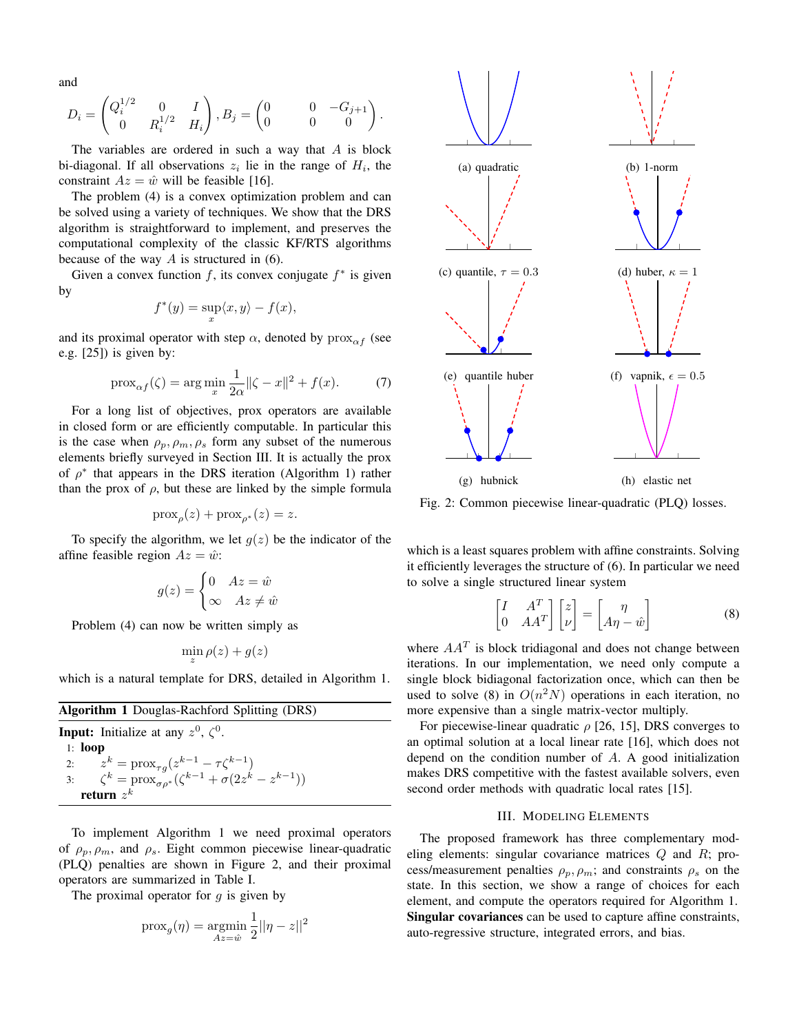and

$$D_i = \begin{pmatrix} Q_i^{1/2} & 0 & I \\ 0 & R_i^{1/2} & H_i \end{pmatrix}, B_j = \begin{pmatrix} 0 & 0 & -G_{j+1} \\ 0 & 0 & 0 \end{pmatrix}.$$

The variables are ordered in such a way that $A$ is block bi-diagonal. If all observations $z_i$ lie in the range of $H_i$, the constraint $Az = \hat{w}$ will be feasible [16].

The problem (4) is a convex optimization problem and can be solved using a variety of techniques. We show that the DRS algorithm is straightforward to implement, and preserves the computational complexity of the classic KF/RTS algorithms because of the way $A$ is structured in (6).

Given a convex function $f$, its convex conjugate $f^*$ is given by

$$f^*(y) = \sup_x \langle x, y\rangle - f(x),$$

and its proximal operator with step $\alpha$, denoted by $\text{prox}_{\alpha f}$ (see e.g. [25]) is given by:

$$\text{prox}_{\alpha f}(\zeta) = \arg\min_x \frac{1}{2\alpha}\|\zeta - x\|^2 + f(x). \tag{7}$$

For a long list of objectives, prox operators are available in closed form or are efficiently computable. In particular this is the case when $\rho_p, \rho_m, \rho_s$ form any subset of the numerous elements briefly surveyed in Section III. It is actually the prox of $\rho^*$ that appears in the DRS iteration (Algorithm 1) rather than the prox of $\rho$, but these are linked by the simple formula

$$\text{prox}_\rho(z) + \text{prox}_{\rho^*}(z) = z.$$

To specify the algorithm, we let $g(z)$ be the indicator of the affine feasible region $Az = \hat{w}$:

$$g(z) = \begin{cases} 0 & Az = \hat{w} \\ \infty & Az \neq \hat{w} \end{cases}$$

Problem (4) can now be written simply as

$$\min_z \rho(z) + g(z)$$

which is a natural template for DRS, detailed in Algorithm 1.

**Algorithm 1** Douglas-Rachford Splitting (DRS)

**Input:** Initialize at any $z^0$, $\zeta^0$.
1: **loop**
2: $\quad z^k = \text{prox}_{\tau g}(z^{k-1} - \tau\zeta^{k-1})$
3: $\quad \zeta^k = \text{prox}_{\sigma\rho^*}(\zeta^{k-1} + \sigma(2z^k - z^{k-1}))$
**return** $z^k$

To implement Algorithm 1 we need proximal operators of $\rho_p, \rho_m$, and $\rho_s$. Eight common piecewise linear-quadratic (PLQ) penalties are shown in Figure 2, and their proximal operators are summarized in Table I.

The proximal operator for $g$ is given by

$$\text{prox}_g(\eta) = \underset{Az=\hat{w}}{\text{argmin}} \frac{1}{2}\|\eta - z\|^2$$

(a) quadratic (b) 1-norm (c) quantile, $\tau = 0.3$ (d) huber, $\kappa = 1$ (e) quantile huber (f) vapnik, $\epsilon = 0.5$ (g) hubnick (h) elastic net

Fig. 2: Common piecewise linear-quadratic (PLQ) losses.

which is a least squares problem with affine constraints. Solving it efficiently leverages the structure of (6). In particular we need to solve a single structured linear system

$$\begin{bmatrix} I & A^T \\ 0 & AA^T \end{bmatrix} \begin{bmatrix} z \\ \nu \end{bmatrix} = \begin{bmatrix} \eta \\ A\eta - \hat{w} \end{bmatrix} \tag{8}$$

where $AA^T$ is block tridiagonal and does not change between iterations. In our implementation, we need only compute a single block bidiagonal factorization once, which can then be used to solve (8) in $O(n^2N)$ operations in each iteration, no more expensive than a single matrix-vector multiply.

For piecewise-linear quadratic $\rho$ [26, 15], DRS converges to an optimal solution at a local linear rate [16], which does not depend on the condition number of $A$. A good initialization makes DRS competitive with the fastest available solvers, even second order methods with quadratic local rates [15].

## III. Modeling Elements

The proposed framework has three complementary modeling elements: singular covariance matrices $Q$ and $R$; process/measurement penalties $\rho_p, \rho_m$; and constraints $\rho_s$ on the state. In this section, we show a range of choices for each element, and compute the operators required for Algorithm 1. **Singular covariances** can be used to capture affine constraints, auto-regressive structure, integrated errors, and bias.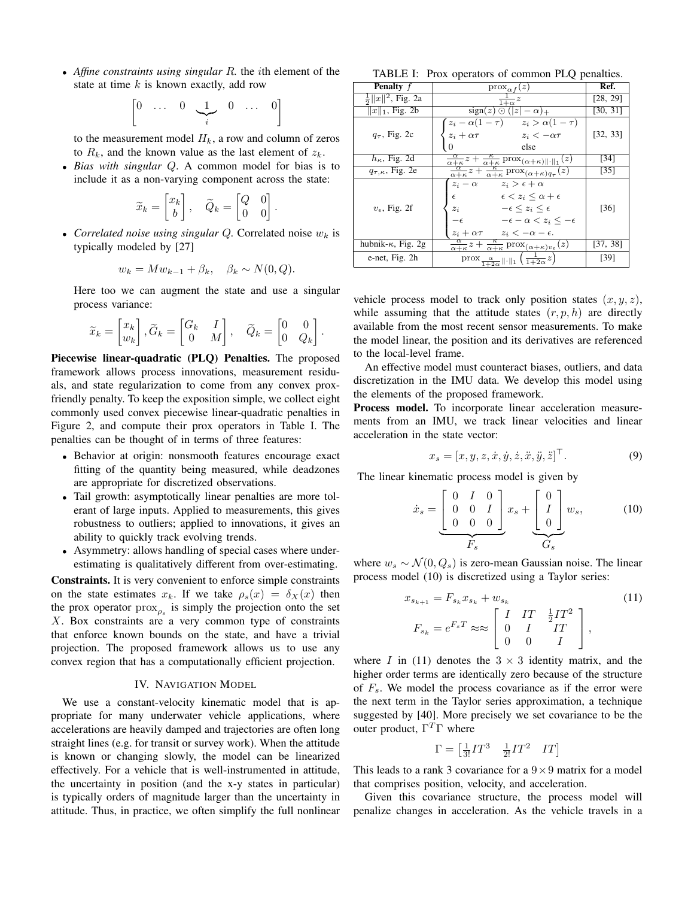- *Affine constraints using singular $R$.* the $i$th element of the state at time $k$ is known exactly, add row

$$
\begin{bmatrix} 0 & \dots & 0 & \underbrace{1}_{i} & 0 & \dots & 0 \end{bmatrix}
$$

to the measurement model $H_k$, a row and column of zeros to $R_k$, and the known value as the last element of $z_k$.

- *Bias with singular $Q$.* A common model for bias is to include it as a non-varying component across the state:

$$
\widetilde{x}_k = \begin{bmatrix} x_k \\ b \end{bmatrix}, \quad \widetilde{Q}_k = \begin{bmatrix} Q & 0 \\ 0 & 0 \end{bmatrix}.
$$

- *Correlated noise using singular $Q$.* Correlated noise $w_k$ is typically modeled by [27]

$$
w_k = M w_{k-1} + \beta_k, \quad \beta_k \sim N(0, Q).
$$

Here too we can augment the state and use a singular process variance:

$$
\widetilde{x}_k = \begin{bmatrix} x_k \\ w_k \end{bmatrix}, \widetilde{G}_k = \begin{bmatrix} G_k & I \\ 0 & M \end{bmatrix}, \quad \widetilde{Q}_k = \begin{bmatrix} 0 & 0 \\ 0 & Q_k \end{bmatrix}.
$$

**Piecewise linear-quadratic (PLQ) Penalties.** The proposed framework allows process innovations, measurement residuals, and state regularization to come from any convex prox-friendly penalty. To keep the exposition simple, we collect eight commonly used convex piecewise linear-quadratic penalties in Figure 2, and compute their prox operators in Table I. The penalties can be thought of in terms of three features:

- Behavior at origin: nonsmooth features encourage exact fitting of the quantity being measured, while deadzones are appropriate for discretized observations.
- Tail growth: asymptotically linear penalties are more tolerant of large inputs. Applied to measurements, this gives robustness to outliers; applied to innovations, it gives an ability to quickly track evolving trends.
- Asymmetry: allows handling of special cases where underestimating is qualitatively different from over-estimating.

**Constraints.** It is very convenient to enforce simple constraints on the state estimates $x_k$. If we take $\rho_s(x) = \delta_X(x)$ then the prox operator $\mathrm{prox}_{\rho_s}$ is simply the projection onto the set $X$. Box constraints are a very common type of constraints that enforce known bounds on the state, and have a trivial projection. The proposed framework allows us to use any convex region that has a computationally efficient projection.

TABLE I: Prox operators of common PLQ penalties.

| Penalty $f$ | $\mathrm{prox}_{\alpha f}(z)$ | Ref. |
|---|---|---|
| $\frac{1}{2}\|x\|^2$, Fig. 2a | $\frac{1}{1+\alpha}z$ | [28, 29] |
| $\|x\|_1$, Fig. 2b | $\mathrm{sign}(z) \odot (\|z\| - \alpha)_+$ | [30, 31] |
| $q_\tau$, Fig. 2c | $\begin{cases} z_i - \alpha(1-\tau) & z_i > \alpha(1-\tau) \\ z_i + \alpha\tau & z_i < -\alpha\tau \\ 0 & \text{else} \end{cases}$ | [32, 33] |
| $h_\kappa$, Fig. 2d | $\frac{\alpha}{\alpha+\kappa}z + \frac{\kappa}{\alpha+\kappa}\mathrm{prox}_{(\alpha+\kappa)\|\cdot\|_1}(z)$ | [34] |
| $q_{\tau,\kappa}$, Fig. 2e | $\frac{\alpha}{\alpha+\kappa}z + \frac{\kappa}{\alpha+\kappa}\mathrm{prox}_{(\alpha+\kappa)q_\tau}(z)$ | [35] |
| $v_\epsilon$, Fig. 2f | $\begin{cases} z_i - \alpha & z_i > \epsilon + \alpha \\ \epsilon & \epsilon < z_i \le \alpha + \epsilon \\ z_i & -\epsilon \le z_i \le \epsilon \\ -\epsilon & -\epsilon - \alpha < z_i \le -\epsilon \\ z_i + \alpha\tau & z_i < -\alpha - \epsilon. \end{cases}$ | [36] |
| hubnik-$\kappa$, Fig. 2g | $\frac{\alpha}{\alpha+\kappa}z + \frac{\kappa}{\alpha+\kappa}\mathrm{prox}_{(\alpha+\kappa)v_\epsilon}(z)$ | [37, 38] |
| e-net, Fig. 2h | $\mathrm{prox}_{\frac{\alpha}{1+2\alpha}\|\cdot\|_1}\left(\frac{1}{1+2\alpha}z\right)$ | [39] |

## IV. Navigation Model

We use a constant-velocity kinematic model that is appropriate for many underwater vehicle applications, where accelerations are heavily damped and trajectories are often long straight lines (e.g. for transit or survey work). When the attitude is known or changing slowly, the model can be linearized effectively. For a vehicle that is well-instrumented in attitude, the uncertainty in position (and the x-y states in particular) is typically orders of magnitude larger than the uncertainty in attitude. Thus, in practice, we often simplify the full nonlinear vehicle process model to track only position states $(x, y, z)$, while assuming that the attitude states $(r, p, h)$ are directly available from the most recent sensor measurements. To make the model linear, the position and its derivatives are referenced to the local-level frame.

An effective model must counteract biases, outliers, and data discretization in the IMU data. We develop this model using the elements of the proposed framework.

**Process model.** To incorporate linear acceleration measurements from an IMU, we track linear velocities and linear acceleration in the state vector:

$$
x_s = [x, y, z, \dot{x}, \dot{y}, \dot{z}, \ddot{x}, \ddot{y}, \ddot{z}]^\top. \tag{9}
$$

The linear kinematic process model is given by

$$
\dot{x}_s = \underbrace{\begin{bmatrix} 0 & I & 0 \\ 0 & 0 & I \\ 0 & 0 & 0 \end{bmatrix}}_{F_s} x_s + \underbrace{\begin{bmatrix} 0 \\ I \\ 0 \end{bmatrix}}_{G_s} w_s, \tag{10}
$$

where $w_s \sim \mathcal{N}(0, Q_s)$ is zero-mean Gaussian noise. The linear process model (10) is discretized using a Taylor series:

$$
\begin{aligned}
x_{s_{k+1}} &= F_{s_k} x_{s_k} + w_{s_k} \\
F_{s_k} &= e^{F_s T} \approx\approx \begin{bmatrix} I & IT & \frac{1}{2}IT^2 \\ 0 & I & IT \\ 0 & 0 & I \end{bmatrix},
\end{aligned} \tag{11}
$$

where $I$ in (11) denotes the $3 \times 3$ identity matrix, and the higher order terms are identically zero because of the structure of $F_s$. We model the process covariance as if the error were the next term in the Taylor series approximation, a technique suggested by [40]. More precisely we set covariance to be the outer product, $\Gamma^T \Gamma$ where

$$
\Gamma = \begin{bmatrix} \frac{1}{3!}IT^3 & \frac{1}{2!}IT^2 & IT \end{bmatrix}
$$

This leads to a rank 3 covariance for a $9 \times 9$ matrix for a model that comprises position, velocity, and acceleration.

Given this covariance structure, the process model will penalize changes in acceleration. As the vehicle travels in a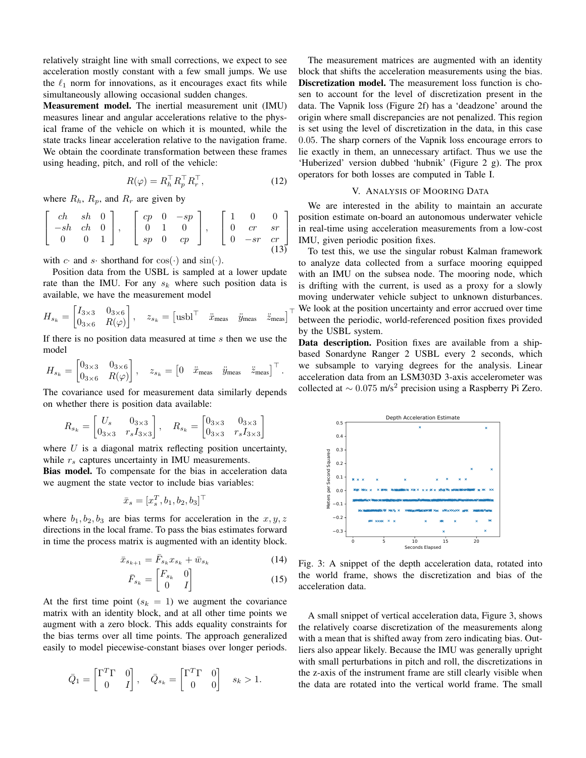relatively straight line with small corrections, we expect to see acceleration mostly constant with a few small jumps. We use the $\ell_1$ norm for innovations, as it encourages exact fits while simultaneously allowing occasional sudden changes.

**Measurement model.** The inertial measurement unit (IMU) measures linear and angular accelerations relative to the physical frame of the vehicle on which it is mounted, while the state tracks linear acceleration relative to the navigation frame. We obtain the coordinate transformation between these frames using heading, pitch, and roll of the vehicle:

$$R(\varphi) = R_h^\top R_p^\top R_r^\top, \tag{12}$$

where $R_h$, $R_p$, and $R_r$ are given by

$$\begin{bmatrix} ch & sh & 0 \\ -sh & ch & 0 \\ 0 & 0 & 1 \end{bmatrix}, \quad \begin{bmatrix} cp & 0 & -sp \\ 0 & 1 & 0 \\ sp & 0 & cp \end{bmatrix}, \quad \begin{bmatrix} 1 & 0 & 0 \\ 0 & cr & sr \\ 0 & -sr & cr \end{bmatrix} \tag{13}$$

with $c\cdot$ and $s\cdot$ shorthand for $\cos(\cdot)$ and $\sin(\cdot)$.

Position data from the USBL is sampled at a lower update rate than the IMU. For any $s_k$ where such position data is available, we have the measurement model

$$H_{s_k} = \begin{bmatrix} I_{3\times 3} & 0_{3\times 6} \\ 0_{3\times 6} & R(\varphi) \end{bmatrix}, \quad z_{s_k} = \begin{bmatrix} \text{usbl}^\top & \ddot{x}_{\text{meas}} & \ddot{y}_{\text{meas}} & \ddot{z}_{\text{meas}} \end{bmatrix}^\top$$

If there is no position data measured at time $s$ then we use the model

$$H_{s_k} = \begin{bmatrix} 0_{3\times 3} & 0_{3\times 6} \\ 0_{3\times 6} & R(\varphi) \end{bmatrix}, \quad z_{s_k} = \begin{bmatrix} 0 & \ddot{x}_{\text{meas}} & \ddot{y}_{\text{meas}} & \ddot{z}_{\text{meas}} \end{bmatrix}^\top.$$

The covariance used for measurement data similarly depends on whether there is position data available:

$$R_{s_k} = \begin{bmatrix} U_s & 0_{3\times 3} \\ 0_{3\times 3} & r_s I_{3\times 3} \end{bmatrix}, \quad R_{s_k} = \begin{bmatrix} 0_{3\times 3} & 0_{3\times 3} \\ 0_{3\times 3} & r_s I_{3\times 3} \end{bmatrix}$$

where $U$ is a diagonal matrix reflecting position uncertainty, while $r_s$ captures uncertainty in IMU measurements.

**Bias model.** To compensate for the bias in acceleration data we augment the state vector to include bias variables:

$$\bar{x}_s = [x_s^T, b_1, b_2, b_3]^\top$$

where $b_1, b_2, b_3$ are bias terms for acceleration in the $x, y, z$ directions in the local frame. To pass the bias estimates forward in time the process matrix is augmented with an identity block.

$$\bar{x}_{s_{k+1}} = \bar{F}_{s_k} x_{s_k} + \bar{w}_{s_k} \tag{14}$$

$$\bar{F}_{s_k} = \begin{bmatrix} F_{s_k} & 0 \\ 0 & I \end{bmatrix} \tag{15}$$

At the first time point ($s_k = 1$) we augment the covariance matrix with an identity block, and at all other time points we augment with a zero block. This adds equality constraints for the bias terms over all time points. The approach generalized easily to model piecewise-constant biases over longer periods.

$$\bar{Q}_1 = \begin{bmatrix} \Gamma^T\Gamma & 0 \\ 0 & I \end{bmatrix}, \quad \bar{Q}_{s_k} = \begin{bmatrix} \Gamma^T\Gamma & 0 \\ 0 & 0 \end{bmatrix} \quad s_k > 1.$$

The measurement matrices are augmented with an identity block that shifts the acceleration measurements using the bias.

**Discretization model.** The measurement loss function is chosen to account for the level of discretization present in the data. The Vapnik loss (Figure 2f) has a 'deadzone' around the origin where small discrepancies are not penalized. This region is set using the level of discretization in the data, in this case 0.05. The sharp corners of the Vapnik loss encourage errors to lie exactly in them, an unnecessary artifact. Thus we use the 'Huberized' version dubbed 'hubnik' (Figure 2 g). The prox operators for both losses are computed in Table I.

## V. Analysis of Mooring Data

We are interested in the ability to maintain an accurate position estimate on-board an autonomous underwater vehicle in real-time using acceleration measurements from a low-cost IMU, given periodic position fixes.

To test this, we use the singular robust Kalman framework to analyze data collected from a surface mooring equipped with an IMU on the subsea node. The mooring node, which is drifting with the current, is used as a proxy for a slowly moving underwater vehicle subject to unknown disturbances. We look at the position uncertainty and error accrued over time between the periodic, world-referenced position fixes provided by the USBL system.

**Data description.** Position fixes are available from a ship-based Sonardyne Ranger 2 USBL every 2 seconds, which we subsample to varying degrees for the analysis. Linear acceleration data from an LSM303D 3-axis accelerometer was collected at $\sim 0.075$ m/s$^2$ precision using a Raspberry Pi Zero.

Fig. 3: A snippet of the depth acceleration data, rotated into the world frame, shows the discretization and bias of the acceleration data.

A small snippet of vertical acceleration data, Figure 3, shows the relatively coarse discretization of the measurements along with a mean that is shifted away from zero indicating bias. Outliers also appear likely. Because the IMU was generally upright with small perturbations in pitch and roll, the discretizations in the z-axis of the instrument frame are still clearly visible when the data are rotated into the vertical world frame. The small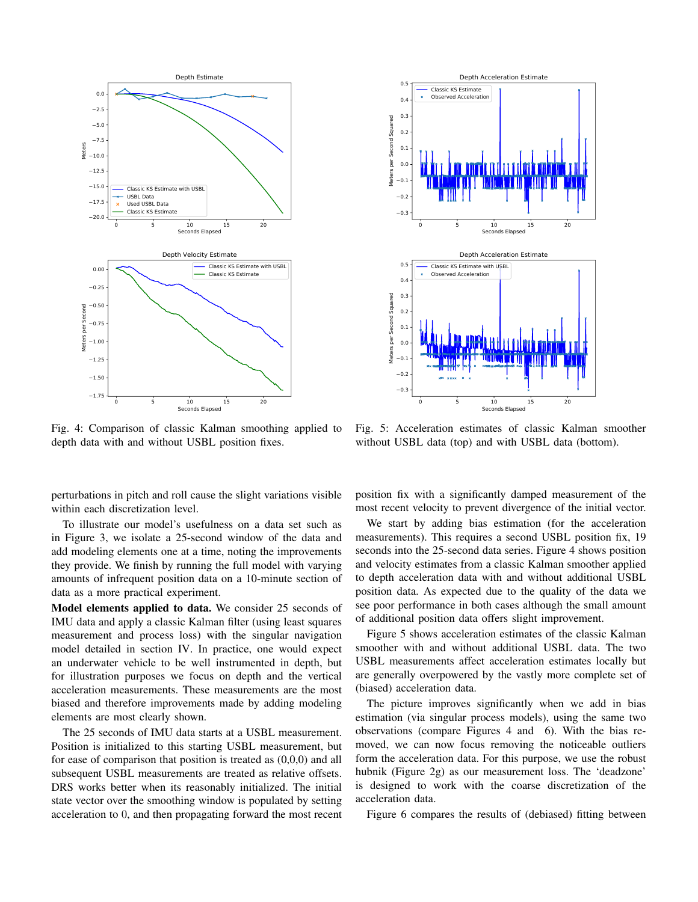Fig. 4: Comparison of classic Kalman smoothing applied to depth data with and without USBL position fixes.

Fig. 5: Acceleration estimates of classic Kalman smoother without USBL data (top) and with USBL data (bottom).

perturbations in pitch and roll cause the slight variations visible within each discretization level.

To illustrate our model's usefulness on a data set such as in Figure 3, we isolate a 25-second window of the data and add modeling elements one at a time, noting the improvements they provide. We finish by running the full model with varying amounts of infrequent position data on a 10-minute section of data as a more practical experiment.

**Model elements applied to data.** We consider 25 seconds of IMU data and apply a classic Kalman filter (using least squares measurement and process loss) with the singular navigation model detailed in section IV. In practice, one would expect an underwater vehicle to be well instrumented in depth, but for illustration purposes we focus on depth and the vertical acceleration measurements. These measurements are the most biased and therefore improvements made by adding modeling elements are most clearly shown.

The 25 seconds of IMU data starts at a USBL measurement. Position is initialized to this starting USBL measurement, but for ease of comparison that position is treated as (0,0,0) and all subsequent USBL measurements are treated as relative offsets. DRS works better when its reasonably initialized. The initial state vector over the smoothing window is populated by setting acceleration to $0$, and then propagating forward the most recent position fix with a significantly damped measurement of the most recent velocity to prevent divergence of the initial vector.

We start by adding bias estimation (for the acceleration measurements). This requires a second USBL position fix, 19 seconds into the 25-second data series. Figure 4 shows position and velocity estimates from a classic Kalman smoother applied to depth acceleration data with and without additional USBL position data. As expected due to the quality of the data we see poor performance in both cases although the small amount of additional position data offers slight improvement.

Figure 5 shows acceleration estimates of the classic Kalman smoother with and without additional USBL data. The two USBL measurements affect acceleration estimates locally but are generally overpowered by the vastly more complete set of (biased) acceleration data.

The picture improves significantly when we add in bias estimation (via singular process models), using the same two observations (compare Figures 4 and 6). With the bias removed, we can now focus removing the noticeable outliers form the acceleration data. For this purpose, we use the robust hubnik (Figure 2g) as our measurement loss. The 'deadzone' is designed to work with the coarse discretization of the acceleration data.

Figure 6 compares the results of (debiased) fitting between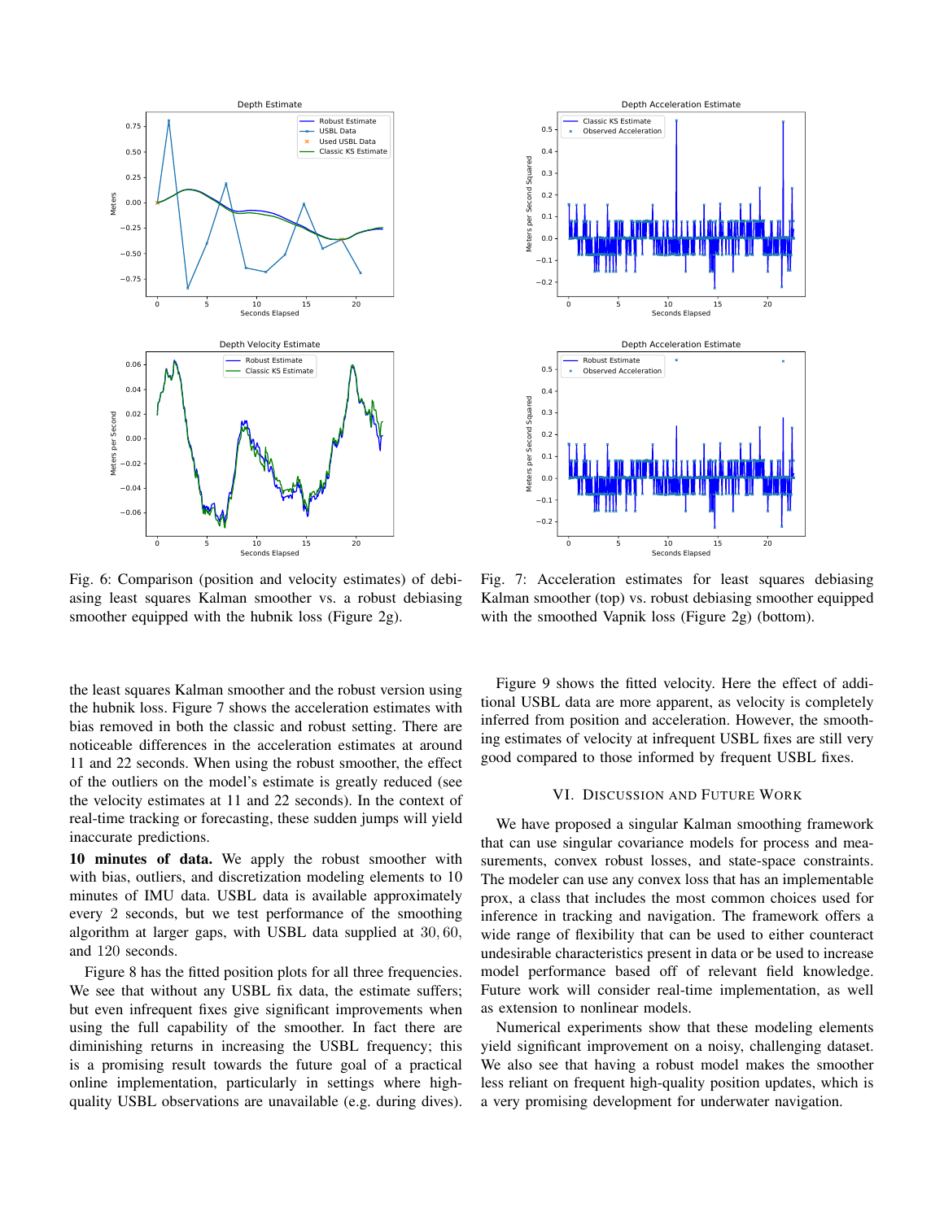Fig. 6: Comparison (position and velocity estimates) of debiasing least squares Kalman smoother vs. a robust debiasing smoother equipped with the hubnik loss (Figure 2g).

Fig. 7: Acceleration estimates for least squares debiasing Kalman smoother (top) vs. robust debiasing smoother equipped with the smoothed Vapnik loss (Figure 2g) (bottom).

the least squares Kalman smoother and the robust version using the hubnik loss. Figure 7 shows the acceleration estimates with bias removed in both the classic and robust setting. There are noticeable differences in the acceleration estimates at around 11 and 22 seconds. When using the robust smoother, the effect of the outliers on the model's estimate is greatly reduced (see the velocity estimates at 11 and 22 seconds). In the context of real-time tracking or forecasting, these sudden jumps will yield inaccurate predictions.

**10 minutes of data.** We apply the robust smoother with with bias, outliers, and discretization modeling elements to 10 minutes of IMU data. USBL data is available approximately every 2 seconds, but we test performance of the smoothing algorithm at larger gaps, with USBL data supplied at $30, 60,$ and $120$ seconds.

Figure 8 has the fitted position plots for all three frequencies. We see that without any USBL fix data, the estimate suffers; but even infrequent fixes give significant improvements when using the full capability of the smoother. In fact there are diminishing returns in increasing the USBL frequency; this is a promising result towards the future goal of a practical online implementation, particularly in settings where high-quality USBL observations are unavailable (e.g. during dives).

Figure 9 shows the fitted velocity. Here the effect of additional USBL data are more apparent, as velocity is completely inferred from position and acceleration. However, the smoothing estimates of velocity at infrequent USBL fixes are still very good compared to those informed by frequent USBL fixes.

## VI. Discussion and Future Work

We have proposed a singular Kalman smoothing framework that can use singular covariance models for process and measurements, convex robust losses, and state-space constraints. The modeler can use any convex loss that has an implementable prox, a class that includes the most common choices used for inference in tracking and navigation. The framework offers a wide range of flexibility that can be used to either counteract undesirable characteristics present in data or be used to increase model performance based off of relevant field knowledge. Future work will consider real-time implementation, as well as extension to nonlinear models.

Numerical experiments show that these modeling elements yield significant improvement on a noisy, challenging dataset. We also see that having a robust model makes the smoother less reliant on frequent high-quality position updates, which is a very promising development for underwater navigation.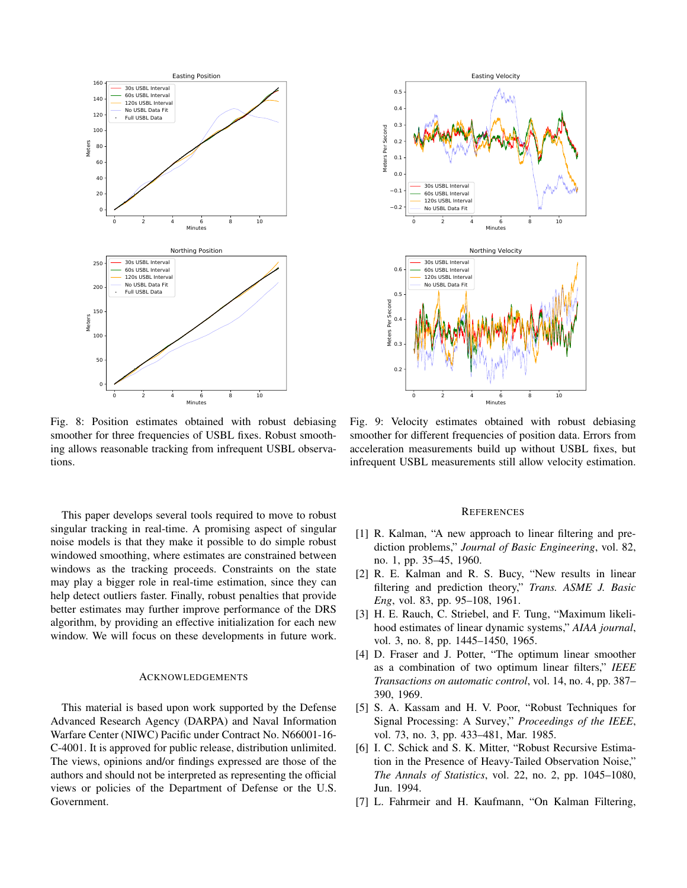Fig. 8: Position estimates obtained with robust debiasing smoother for three frequencies of USBL fixes. Robust smoothing allows reasonable tracking from infrequent USBL observations.

Fig. 9: Velocity estimates obtained with robust debiasing smoother for different frequencies of position data. Errors from acceleration measurements build up without USBL fixes, but infrequent USBL measurements still allow velocity estimation.

This paper develops several tools required to move to robust singular tracking in real-time. A promising aspect of singular noise models is that they make it possible to do simple robust windowed smoothing, where estimates are constrained between windows as the tracking proceeds. Constraints on the state may play a bigger role in real-time estimation, since they can help detect outliers faster. Finally, robust penalties that provide better estimates may further improve performance of the DRS algorithm, by providing an effective initialization for each new window. We will focus on these developments in future work.

## Acknowledgements

This material is based upon work supported by the Defense Advanced Research Agency (DARPA) and Naval Information Warfare Center (NIWC) Pacific under Contract No. N66001-16-C-4001. It is approved for public release, distribution unlimited. The views, opinions and/or findings expressed are those of the authors and should not be interpreted as representing the official views or policies of the Department of Defense or the U.S. Government.

## References

[1] R. Kalman, “A new approach to linear filtering and prediction problems,” *Journal of Basic Engineering*, vol. 82, no. 1, pp. 35–45, 1960.

[2] R. E. Kalman and R. S. Bucy, “New results in linear filtering and prediction theory,” *Trans. ASME J. Basic Eng*, vol. 83, pp. 95–108, 1961.

[3] H. E. Rauch, C. Striebel, and F. Tung, “Maximum likelihood estimates of linear dynamic systems,” *AIAA journal*, vol. 3, no. 8, pp. 1445–1450, 1965.

[4] D. Fraser and J. Potter, “The optimum linear smoother as a combination of two optimum linear filters,” *IEEE Transactions on automatic control*, vol. 14, no. 4, pp. 387–390, 1969.

[5] S. A. Kassam and H. V. Poor, “Robust Techniques for Signal Processing: A Survey,” *Proceedings of the IEEE*, vol. 73, no. 3, pp. 433–481, Mar. 1985.

[6] I. C. Schick and S. K. Mitter, “Robust Recursive Estimation in the Presence of Heavy-Tailed Observation Noise,” *The Annals of Statistics*, vol. 22, no. 2, pp. 1045–1080, Jun. 1994.

[7] L. Fahrmeir and H. Kaufmann, “On Kalman Filtering,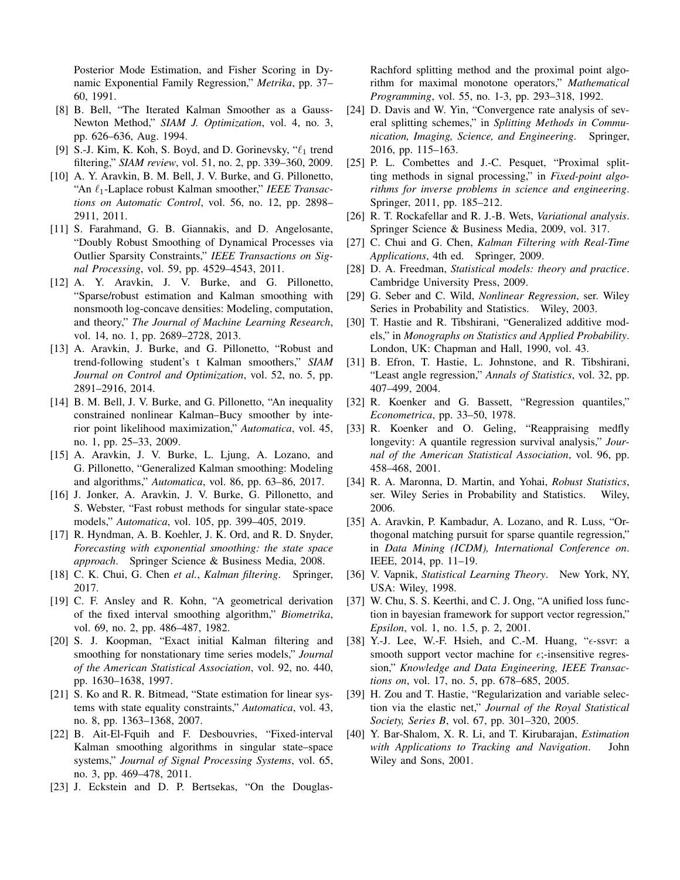Posterior Mode Estimation, and Fisher Scoring in Dynamic Exponential Family Regression," *Metrika*, pp. 37–60, 1991.

[8] B. Bell, "The Iterated Kalman Smoother as a Gauss-Newton Method," *SIAM J. Optimization*, vol. 4, no. 3, pp. 626–636, Aug. 1994.

[9] S.-J. Kim, K. Koh, S. Boyd, and D. Gorinevsky, "$\ell_1$ trend filtering," *SIAM review*, vol. 51, no. 2, pp. 339–360, 2009.

[10] A. Y. Aravkin, B. M. Bell, J. V. Burke, and G. Pillonetto, "An $\ell_1$-Laplace robust Kalman smoother," *IEEE Transactions on Automatic Control*, vol. 56, no. 12, pp. 2898–2911, 2011.

[11] S. Farahmand, G. B. Giannakis, and D. Angelosante, "Doubly Robust Smoothing of Dynamical Processes via Outlier Sparsity Constraints," *IEEE Transactions on Signal Processing*, vol. 59, pp. 4529–4543, 2011.

[12] A. Y. Aravkin, J. V. Burke, and G. Pillonetto, "Sparse/robust estimation and Kalman smoothing with nonsmooth log-concave densities: Modeling, computation, and theory," *The Journal of Machine Learning Research*, vol. 14, no. 1, pp. 2689–2728, 2013.

[13] A. Aravkin, J. Burke, and G. Pillonetto, "Robust and trend-following student's t Kalman smoothers," *SIAM Journal on Control and Optimization*, vol. 52, no. 5, pp. 2891–2916, 2014.

[14] B. M. Bell, J. V. Burke, and G. Pillonetto, "An inequality constrained nonlinear Kalman–Bucy smoother by interior point likelihood maximization," *Automatica*, vol. 45, no. 1, pp. 25–33, 2009.

[15] A. Aravkin, J. V. Burke, L. Ljung, A. Lozano, and G. Pillonetto, "Generalized Kalman smoothing: Modeling and algorithms," *Automatica*, vol. 86, pp. 63–86, 2017.

[16] J. Jonker, A. Aravkin, J. V. Burke, G. Pillonetto, and S. Webster, "Fast robust methods for singular state-space models," *Automatica*, vol. 105, pp. 399–405, 2019.

[17] R. Hyndman, A. B. Koehler, J. K. Ord, and R. D. Snyder, *Forecasting with exponential smoothing: the state space approach*. Springer Science & Business Media, 2008.

[18] C. K. Chui, G. Chen *et al.*, *Kalman filtering*. Springer, 2017.

[19] C. F. Ansley and R. Kohn, "A geometrical derivation of the fixed interval smoothing algorithm," *Biometrika*, vol. 69, no. 2, pp. 486–487, 1982.

[20] S. J. Koopman, "Exact initial Kalman filtering and smoothing for nonstationary time series models," *Journal of the American Statistical Association*, vol. 92, no. 440, pp. 1630–1638, 1997.

[21] S. Ko and R. R. Bitmead, "State estimation for linear systems with state equality constraints," *Automatica*, vol. 43, no. 8, pp. 1363–1368, 2007.

[22] B. Ait-El-Fquih and F. Desbouvries, "Fixed-interval Kalman smoothing algorithms in singular state–space systems," *Journal of Signal Processing Systems*, vol. 65, no. 3, pp. 469–478, 2011.

[23] J. Eckstein and D. P. Bertsekas, "On the Douglas-Rachford splitting method and the proximal point algorithm for maximal monotone operators," *Mathematical Programming*, vol. 55, no. 1-3, pp. 293–318, 1992.

[24] D. Davis and W. Yin, "Convergence rate analysis of several splitting schemes," in *Splitting Methods in Communication, Imaging, Science, and Engineering*. Springer, 2016, pp. 115–163.

[25] P. L. Combettes and J.-C. Pesquet, "Proximal splitting methods in signal processing," in *Fixed-point algorithms for inverse problems in science and engineering*. Springer, 2011, pp. 185–212.

[26] R. T. Rockafellar and R. J.-B. Wets, *Variational analysis*. Springer Science & Business Media, 2009, vol. 317.

[27] C. Chui and G. Chen, *Kalman Filtering with Real-Time Applications*, 4th ed. Springer, 2009.

[28] D. A. Freedman, *Statistical models: theory and practice*. Cambridge University Press, 2009.

[29] G. Seber and C. Wild, *Nonlinear Regression*, ser. Wiley Series in Probability and Statistics. Wiley, 2003.

[30] T. Hastie and R. Tibshirani, "Generalized additive models," in *Monographs on Statistics and Applied Probability*. London, UK: Chapman and Hall, 1990, vol. 43.

[31] B. Efron, T. Hastie, L. Johnstone, and R. Tibshirani, "Least angle regression," *Annals of Statistics*, vol. 32, pp. 407–499, 2004.

[32] R. Koenker and G. Bassett, "Regression quantiles," *Econometrica*, pp. 33–50, 1978.

[33] R. Koenker and O. Geling, "Reappraising medfly longevity: A quantile regression survival analysis," *Journal of the American Statistical Association*, vol. 96, pp. 458–468, 2001.

[34] R. A. Maronna, D. Martin, and Yohai, *Robust Statistics*, ser. Wiley Series in Probability and Statistics. Wiley, 2006.

[35] A. Aravkin, P. Kambadur, A. Lozano, and R. Luss, "Orthogonal matching pursuit for sparse quantile regression," in *Data Mining (ICDM), International Conference on*. IEEE, 2014, pp. 11–19.

[36] V. Vapnik, *Statistical Learning Theory*. New York, NY, USA: Wiley, 1998.

[37] W. Chu, S. S. Keerthi, and C. J. Ong, "A unified loss function in bayesian framework for support vector regression," *Epsilon*, vol. 1, no. 1.5, p. 2, 2001.

[38] Y.-J. Lee, W.-F. Hsieh, and C.-M. Huang, "$\epsilon$-ssvr: a smooth support vector machine for $\epsilon$;-insensitive regression," *Knowledge and Data Engineering, IEEE Transactions on*, vol. 17, no. 5, pp. 678–685, 2005.

[39] H. Zou and T. Hastie, "Regularization and variable selection via the elastic net," *Journal of the Royal Statistical Society, Series B*, vol. 67, pp. 301–320, 2005.

[40] Y. Bar-Shalom, X. R. Li, and T. Kirubarajan, *Estimation with Applications to Tracking and Navigation*. John Wiley and Sons, 2001.